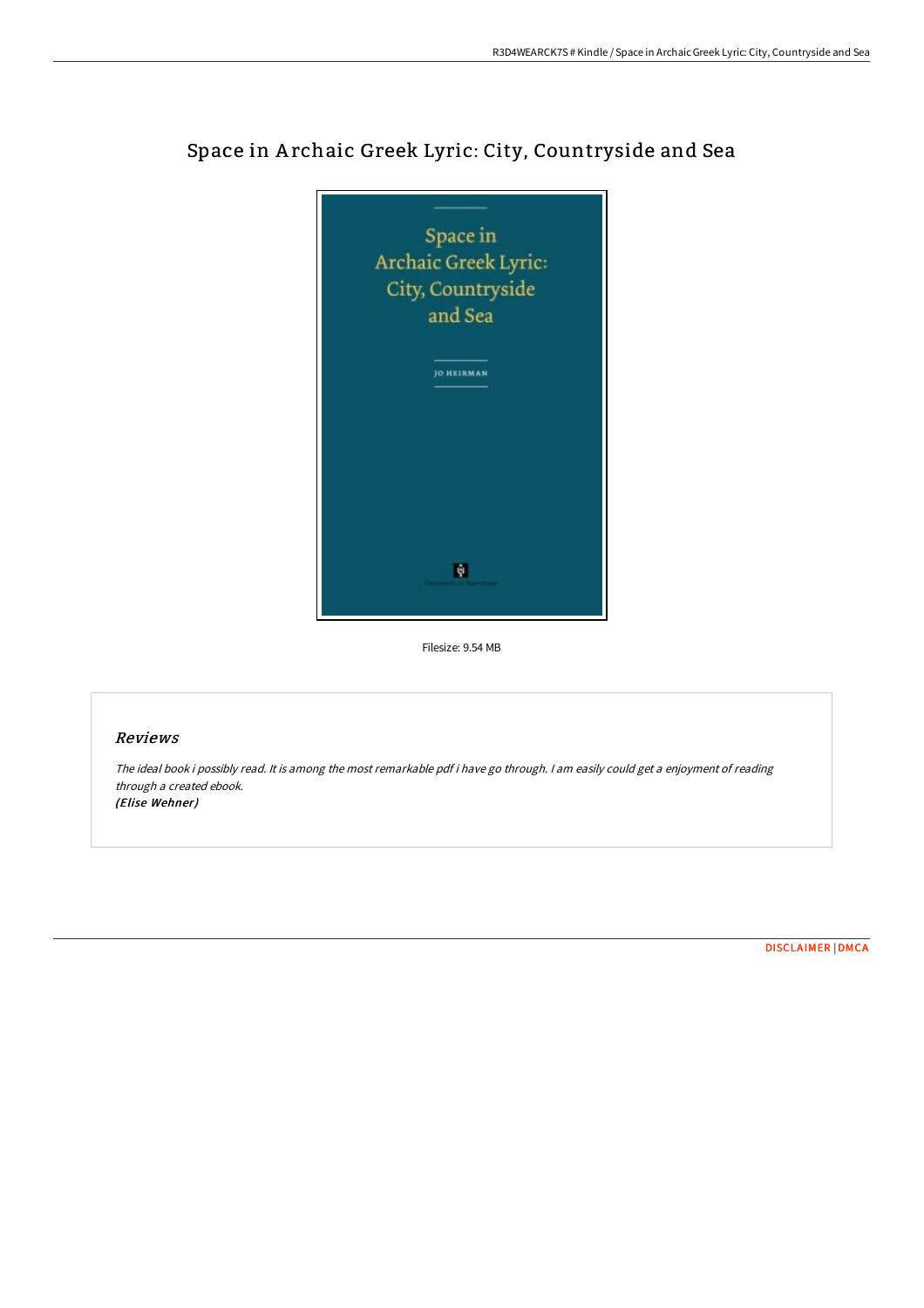# Space in Archaic Greek Lyric: City, Countryside and Sea

Filesize: 9.54 MB

## Reviews

*The ideal book i possibly read. It is among the most remarkable pdf i have go through. I am easily could get a enjoyment of reading through a created ebook.*
***(Elise Wehner)***

DISCLAIMER | DMCA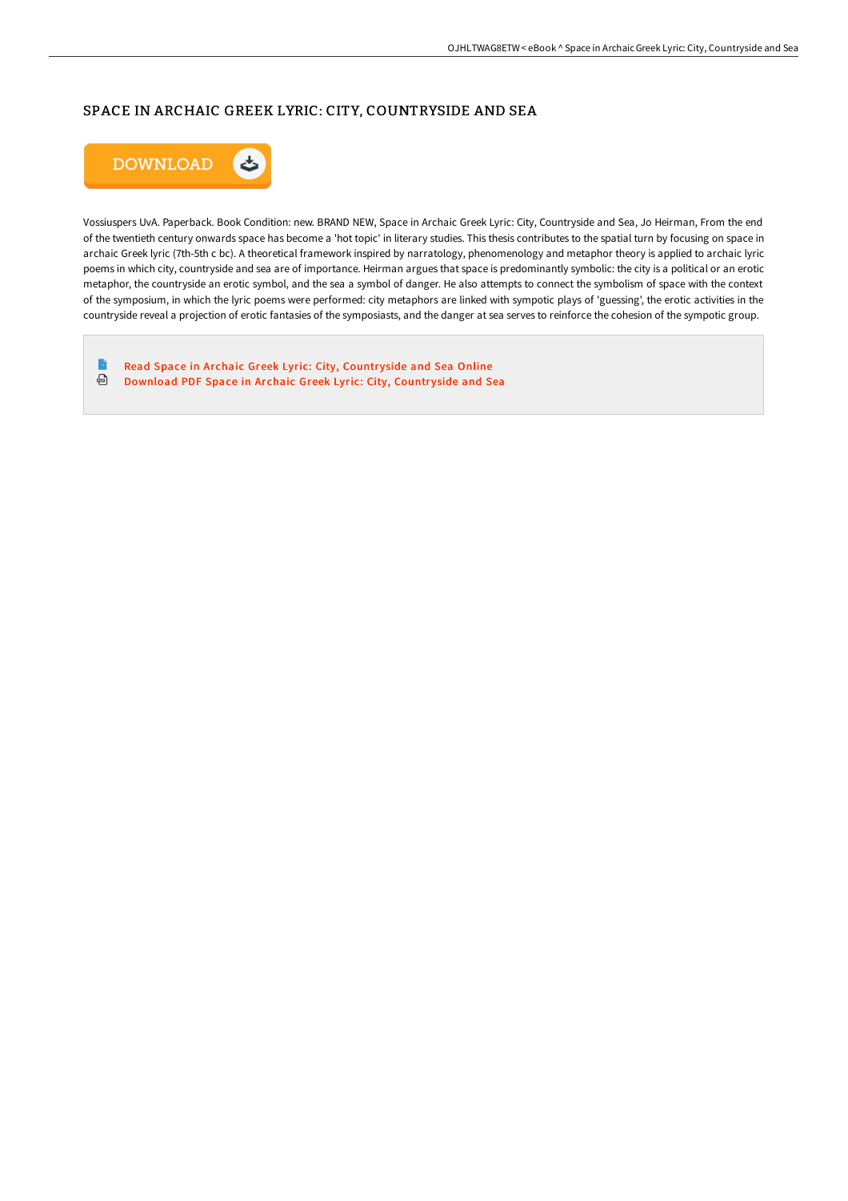## SPACE IN ARCHAIC GREEK LYRIC: CITY, COUNTRYSIDE AND SEA

Vossiuspers UvA. Paperback. Book Condition: new. BRAND NEW, Space in Archaic Greek Lyric: City, Countryside and Sea, Jo Heirman, From the end of the twentieth century onwards space has become a 'hot topic' in literary studies. This thesis contributes to the spatial turn by focusing on space in archaic Greek lyric (7th-5th c bc). A theoretical framework inspired by narratology, phenomenology and metaphor theory is applied to archaic lyric poems in which city, countryside and sea are of importance. Heirman argues that space is predominantly symbolic: the city is a political or an erotic metaphor, the countryside an erotic symbol, and the sea a symbol of danger. He also attempts to connect the symbolism of space with the context of the symposium, in which the lyric poems were performed: city metaphors are linked with sympotic plays of 'guessing', the erotic activities in the countryside reveal a projection of erotic fantasies of the symposiasts, and the danger at sea serves to reinforce the cohesion of the sympotic group.

- Read Space in Archaic Greek Lyric: City, Countryside and Sea Online
- Download PDF Space in Archaic Greek Lyric: City, Countryside and Sea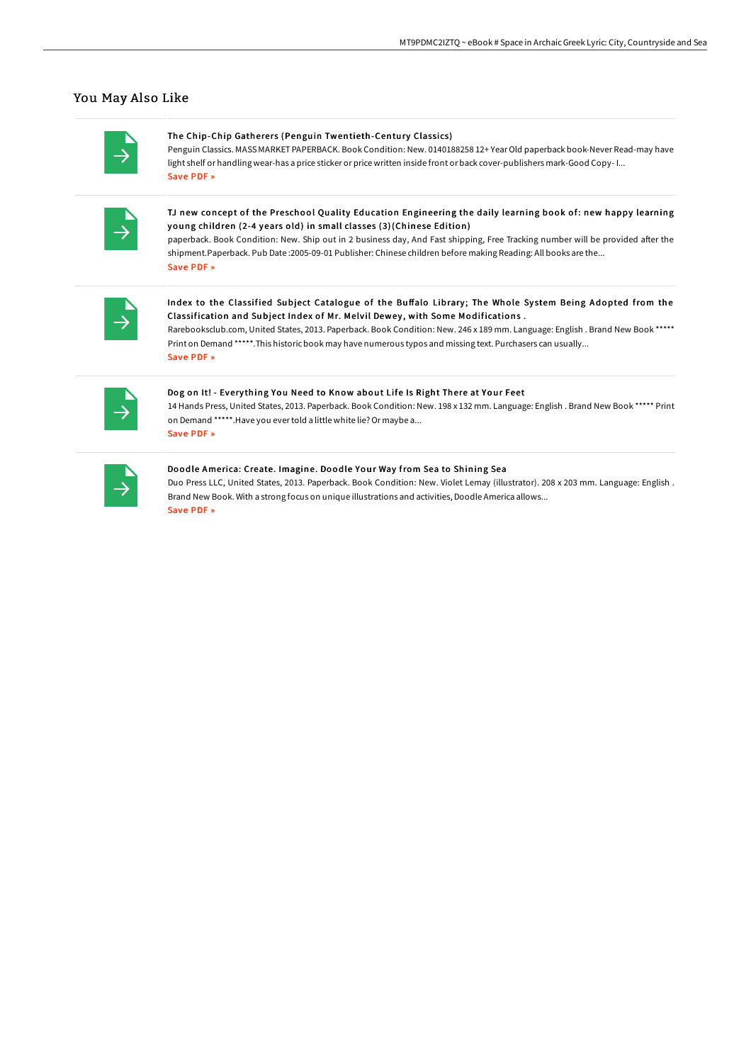## You May Also Like

### The Chip-Chip Gatherers (Penguin Twentieth-Century Classics)

Penguin Classics. MASS MARKET PAPERBACK. Book Condition: New. 0140188258 12+ Year Old paperback book-Never Read-may have light shelf or handling wear-has a price sticker or price written inside front or back cover-publishers mark-Good Copy- I...

Save PDF »

### TJ new concept of the Preschool Quality Education Engineering the daily learning book of: new happy learning young children (2-4 years old) in small classes (3)(Chinese Edition)

paperback. Book Condition: New. Ship out in 2 business day, And Fast shipping, Free Tracking number will be provided after the shipment.Paperback. Pub Date :2005-09-01 Publisher: Chinese children before making Reading: All books are the...

Save PDF »

### Index to the Classified Subject Catalogue of the Buffalo Library; The Whole System Being Adopted from the Classification and Subject Index of Mr. Melvil Dewey, with Some Modifications .

Rarebooksclub.com, United States, 2013. Paperback. Book Condition: New. 246 x 189 mm. Language: English . Brand New Book ***** Print on Demand *****.This historic book may have numerous typos and missing text. Purchasers can usually...

Save PDF »

### Dog on It! - Everything You Need to Know about Life Is Right There at Your Feet

14 Hands Press, United States, 2013. Paperback. Book Condition: New. 198 x 132 mm. Language: English . Brand New Book ***** Print on Demand *****.Have you ever told a little white lie? Or maybe a...

Save PDF »

### Doodle America: Create. Imagine. Doodle Your Way from Sea to Shining Sea

Duo Press LLC, United States, 2013. Paperback. Book Condition: New. Violet Lemay (illustrator). 208 x 203 mm. Language: English . Brand New Book. With a strong focus on unique illustrations and activities, Doodle America allows...

Save PDF »